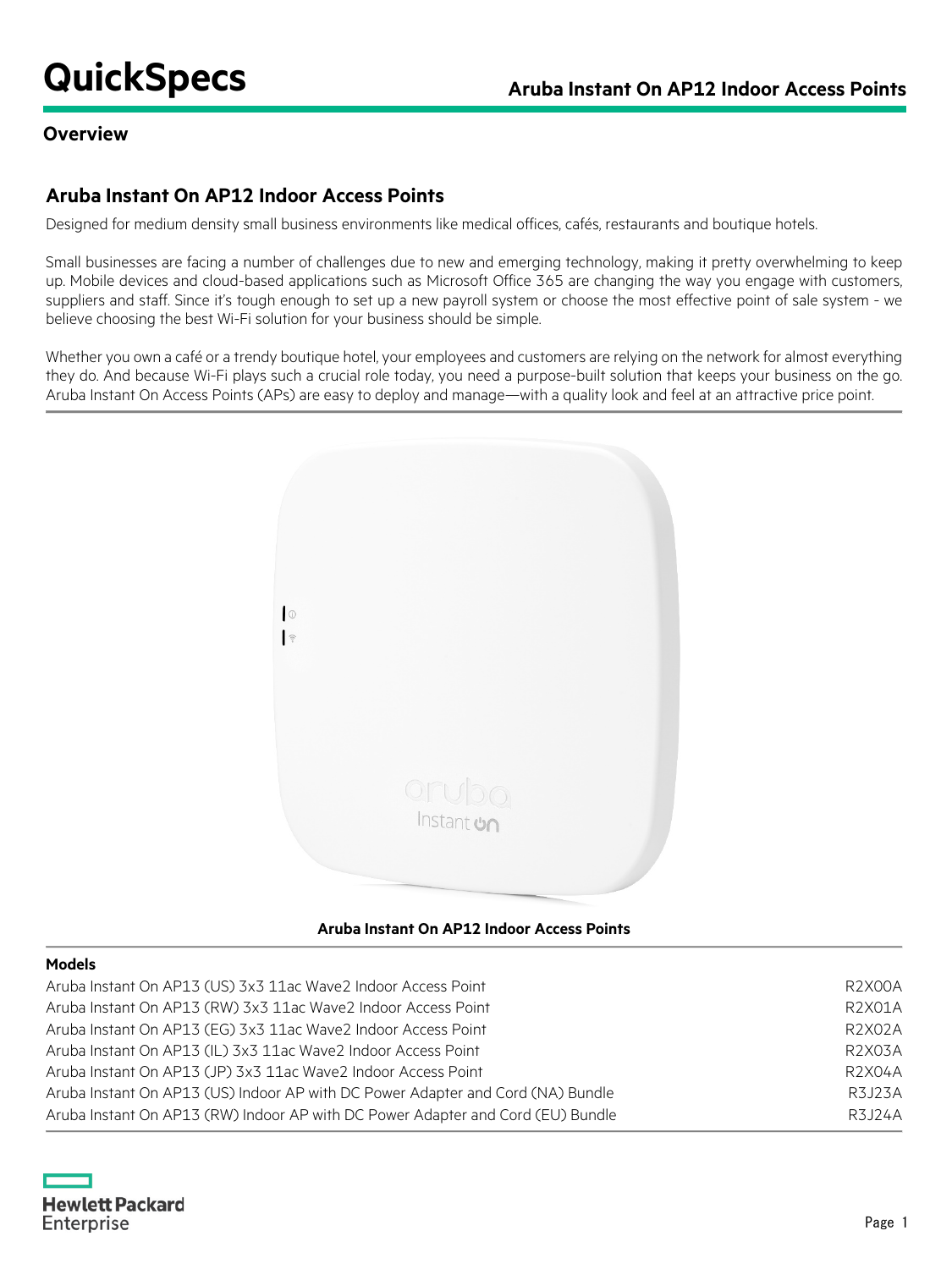# QuickSpecs

## Overview

### Aruba Instant On AP12 Indoor Access Points

Designed for medium density small business environments like medical offices, cafés, restaurants and boutique hotels.

Small businesses are facing a number of challenges due to new and emerging technology, making it pretty overwhelming to keep up. Mobile devices and cloud-based applications such as Microsoft Office 365 are changing the way you engage with customers, suppliers and staff. Since it's tough enough to set up a new payroll system or choose the most effective point of sale system - we believe choosing the best Wi-Fi solution for your business should be simple.

Whether you own a café or a trendy boutique hotel, your employees and customers are relying on the network for almost everything they do. And because Wi-Fi plays such a crucial role today, you need a purpose-built solution that keeps your business on the go. Aruba Instant On Access Points (APs) are easy to deploy and manage—with a quality look and feel at an attractive price point.

**Aruba Instant On AP12 Indoor Access Points**

| **Models** | |
|---|---|
| Aruba Instant On AP13 (US) 3x3 11ac Wave2 Indoor Access Point | R2X00A |
| Aruba Instant On AP13 (RW) 3x3 11ac Wave2 Indoor Access Point | R2X01A |
| Aruba Instant On AP13 (EG) 3x3 11ac Wave2 Indoor Access Point | R2X02A |
| Aruba Instant On AP13 (IL) 3x3 11ac Wave2 Indoor Access Point | R2X03A |
| Aruba Instant On AP13 (JP) 3x3 11ac Wave2 Indoor Access Point | R2X04A |
| Aruba Instant On AP13 (US) Indoor AP with DC Power Adapter and Cord (NA) Bundle | R3J23A |
| Aruba Instant On AP13 (RW) Indoor AP with DC Power Adapter and Cord (EU) Bundle | R3J24A |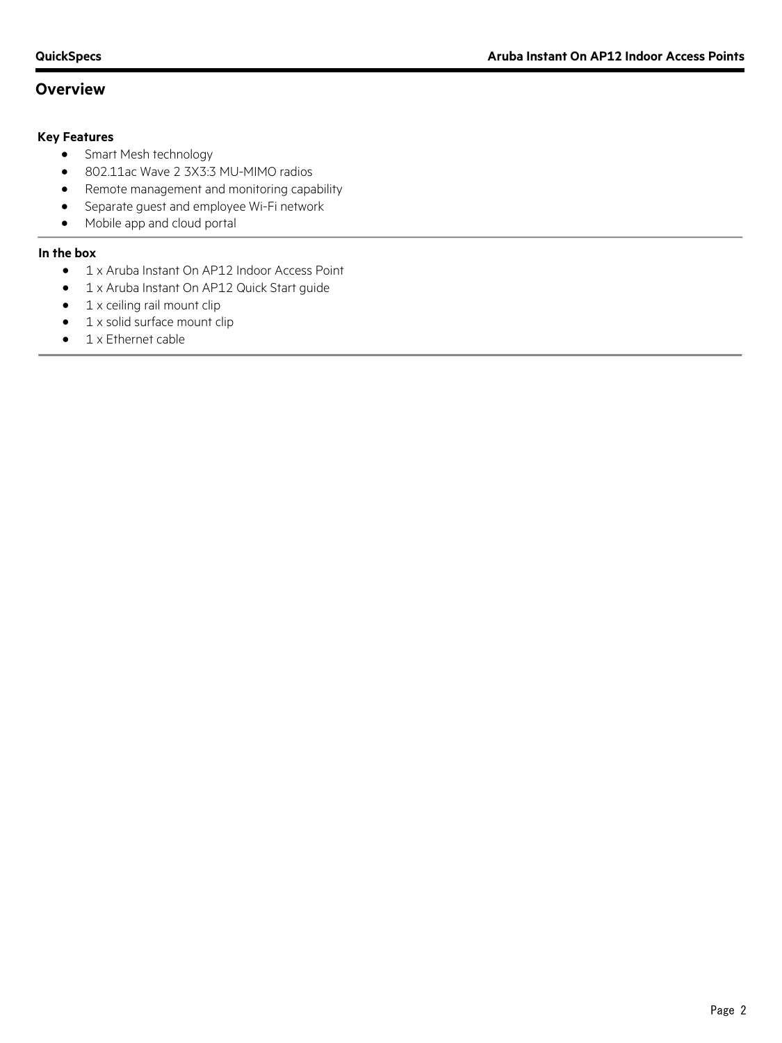## Overview

### Key Features

- Smart Mesh technology
- 802.11ac Wave 2 3X3:3 MU-MIMO radios
- Remote management and monitoring capability
- Separate guest and employee Wi-Fi network
- Mobile app and cloud portal

### In the box

- 1 x Aruba Instant On AP12 Indoor Access Point
- 1 x Aruba Instant On AP12 Quick Start guide
- 1 x ceiling rail mount clip
- 1 x solid surface mount clip
- 1 x Ethernet cable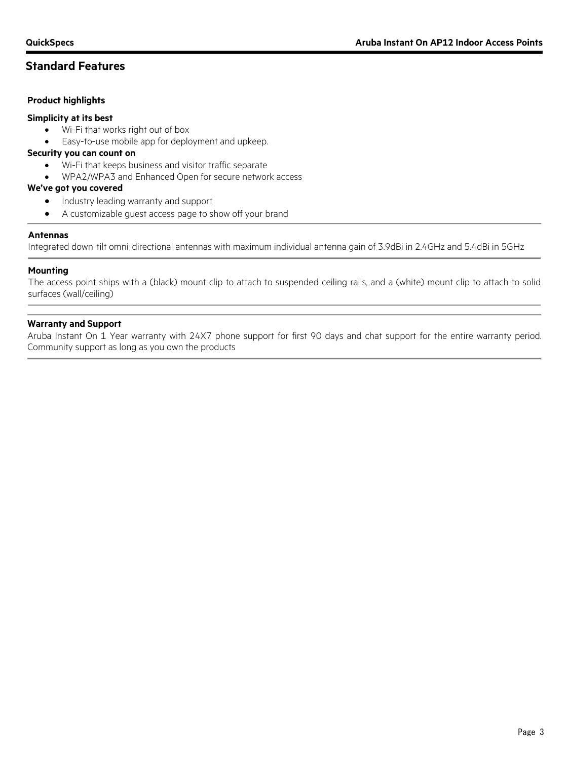## Standard Features

### Product highlights

**Simplicity at its best**

- Wi-Fi that works right out of box
- Easy-to-use mobile app for deployment and upkeep.

**Security you can count on**

- Wi-Fi that keeps business and visitor traffic separate
- WPA2/WPA3 and Enhanced Open for secure network access

**We've got you covered**

- Industry leading warranty and support
- A customizable guest access page to show off your brand

### Antennas

Integrated down-tilt omni-directional antennas with maximum individual antenna gain of 3.9dBi in 2.4GHz and 5.4dBi in 5GHz

### Mounting

The access point ships with a (black) mount clip to attach to suspended ceiling rails, and a (white) mount clip to attach to solid surfaces (wall/ceiling)

### Warranty and Support

Aruba Instant On 1 Year warranty with 24X7 phone support for first 90 days and chat support for the entire warranty period. Community support as long as you own the products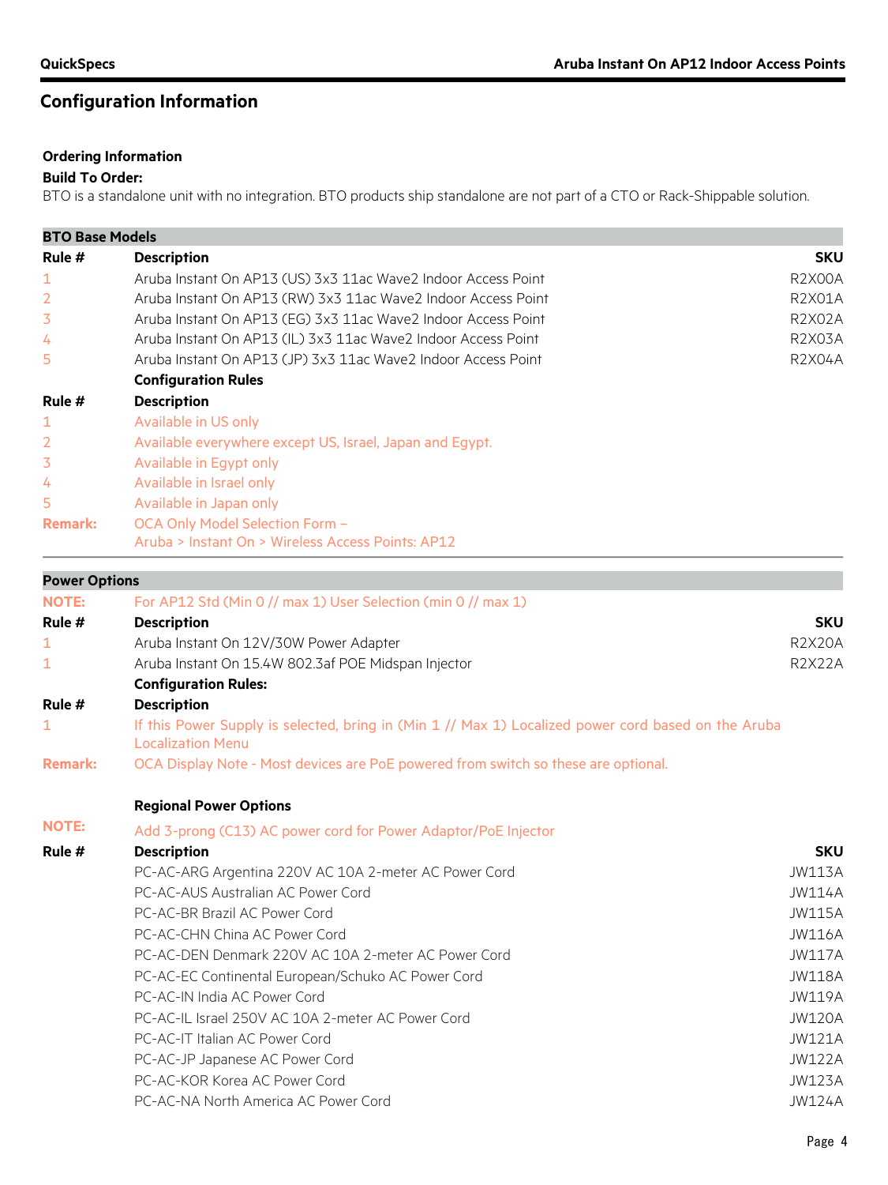## Configuration Information

### Ordering Information

**Build To Order:**

BTO is a standalone unit with no integration. BTO products ship standalone are not part of a CTO or Rack-Shippable solution.

| BTO Base Models | | |
|---|---|---|
| **Rule #** | **Description** | **SKU** |
| 1 | Aruba Instant On AP13 (US) 3x3 11ac Wave2 Indoor Access Point | R2X00A |
| 2 | Aruba Instant On AP13 (RW) 3x3 11ac Wave2 Indoor Access Point | R2X01A |
| 3 | Aruba Instant On AP13 (EG) 3x3 11ac Wave2 Indoor Access Point | R2X02A |
| 4 | Aruba Instant On AP13 (IL) 3x3 11ac Wave2 Indoor Access Point | R2X03A |
| 5 | Aruba Instant On AP13 (JP) 3x3 11ac Wave2 Indoor Access Point | R2X04A |
| | **Configuration Rules** | |
| **Rule #** | **Description** | |
| 1 | Available in US only | |
| 2 | Available everywhere except US, Israel, Japan and Egypt. | |
| 3 | Available in Egypt only | |
| 4 | Available in Israel only | |
| 5 | Available in Japan only | |
| **Remark:** | OCA Only Model Selection Form – Aruba > Instant On > Wireless Access Points: AP12 | |

| Power Options | | |
|---|---|---|
| **NOTE:** | For AP12 Std (Min 0 // max 1) User Selection (min 0 // max 1) | |
| **Rule #** | **Description** | **SKU** |
| 1 | Aruba Instant On 12V/30W Power Adapter | R2X20A |
| 1 | Aruba Instant On 15.4W 802.3af POE Midspan Injector | R2X22A |
| | **Configuration Rules:** | |
| **Rule #** | **Description** | |
| 1 | If this Power Supply is selected, bring in (Min 1 // Max 1) Localized power cord based on the Aruba Localization Menu | |
| **Remark:** | OCA Display Note - Most devices are PoE powered from switch so these are optional. | |
| | **Regional Power Options** | |
| **NOTE:** | Add 3-prong (C13) AC power cord for Power Adaptor/PoE Injector | |
| **Rule #** | **Description** | **SKU** |
| | PC-AC-ARG Argentina 220V AC 10A 2-meter AC Power Cord | JW113A |
| | PC-AC-AUS Australian AC Power Cord | JW114A |
| | PC-AC-BR Brazil AC Power Cord | JW115A |
| | PC-AC-CHN China AC Power Cord | JW116A |
| | PC-AC-DEN Denmark 220V AC 10A 2-meter AC Power Cord | JW117A |
| | PC-AC-EC Continental European/Schuko AC Power Cord | JW118A |
| | PC-AC-IN India AC Power Cord | JW119A |
| | PC-AC-IL Israel 250V AC 10A 2-meter AC Power Cord | JW120A |
| | PC-AC-IT Italian AC Power Cord | JW121A |
| | PC-AC-JP Japanese AC Power Cord | JW122A |
| | PC-AC-KOR Korea AC Power Cord | JW123A |
| | PC-AC-NA North America AC Power Cord | JW124A |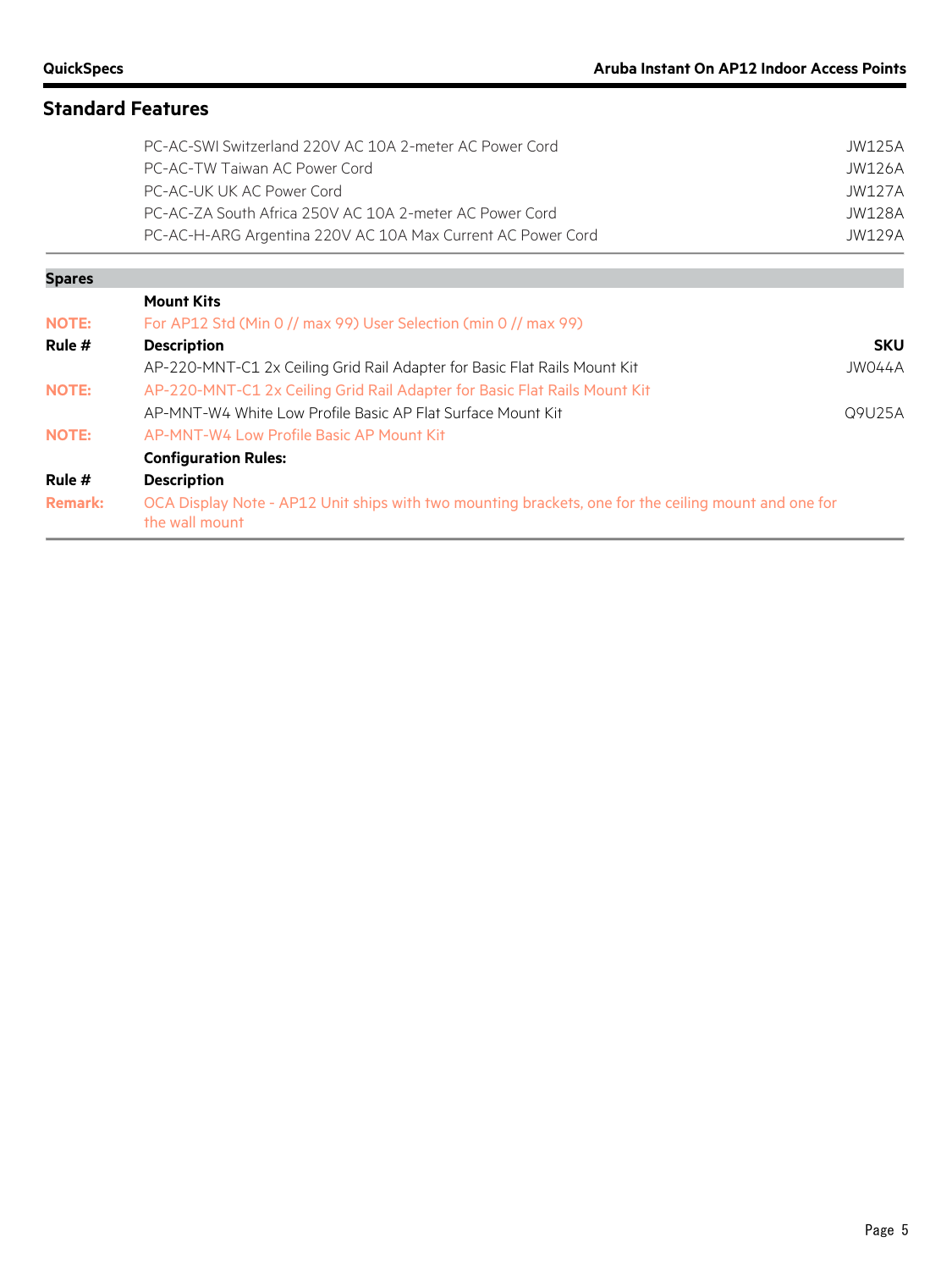## Standard Features

| | | |
|---|---|---|
| | PC-AC-SWI Switzerland 220V AC 10A 2-meter AC Power Cord | JW125A |
| | PC-AC-TW Taiwan AC Power Cord | JW126A |
| | PC-AC-UK UK AC Power Cord | JW127A |
| | PC-AC-ZA South Africa 250V AC 10A 2-meter AC Power Cord | JW128A |
| | PC-AC-H-ARG Argentina 220V AC 10A Max Current AC Power Cord | JW129A |

**Spares**

| | | |
|---|---|---|
| | **Mount Kits** | |
| **NOTE:** | For AP12 Std (Min 0 // max 99) User Selection (min 0 // max 99) | |
| **Rule #** | **Description** | **SKU** |
| | AP-220-MNT-C1 2x Ceiling Grid Rail Adapter for Basic Flat Rails Mount Kit | JW044A |
| **NOTE:** | AP-220-MNT-C1 2x Ceiling Grid Rail Adapter for Basic Flat Rails Mount Kit | |
| | AP-MNT-W4 White Low Profile Basic AP Flat Surface Mount Kit | Q9U25A |
| **NOTE:** | AP-MNT-W4 Low Profile Basic AP Mount Kit | |
| | **Configuration Rules:** | |
| **Rule #** | **Description** | |
| **Remark:** | OCA Display Note - AP12 Unit ships with two mounting brackets, one for the ceiling mount and one for the wall mount | |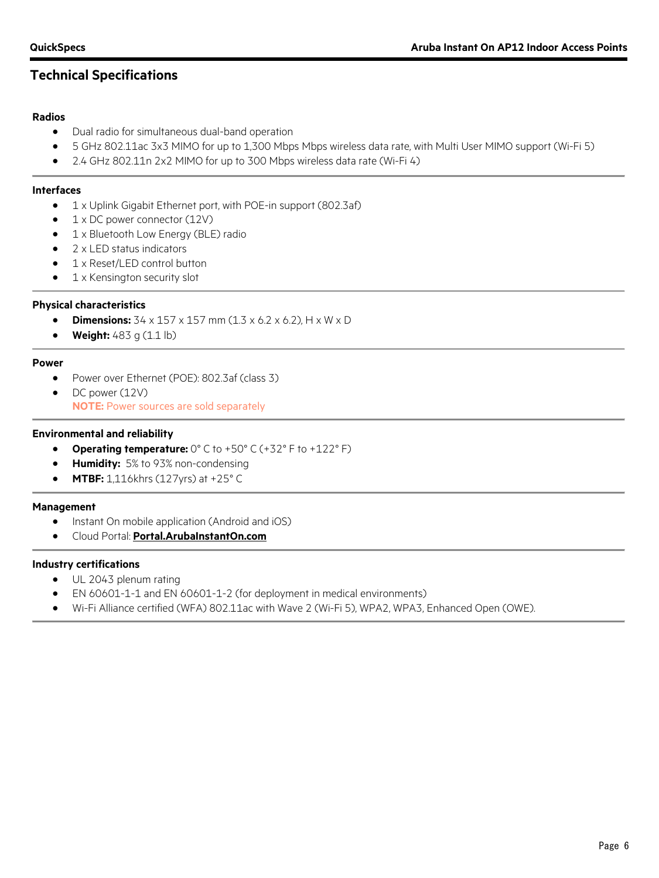## Technical Specifications

### Radios

- Dual radio for simultaneous dual-band operation
- 5 GHz 802.11ac 3x3 MIMO for up to 1,300 Mbps Mbps wireless data rate, with Multi User MIMO support (Wi-Fi 5)
- 2.4 GHz 802.11n 2x2 MIMO for up to 300 Mbps wireless data rate (Wi-Fi 4)

### Interfaces

- 1 x Uplink Gigabit Ethernet port, with POE-in support (802.3af)
- 1 x DC power connector (12V)
- 1 x Bluetooth Low Energy (BLE) radio
- 2 x LED status indicators
- 1 x Reset/LED control button
- 1 x Kensington security slot

### Physical characteristics

- **Dimensions:** 34 x 157 x 157 mm (1.3 x 6.2 x 6.2), H x W x D
- **Weight:** 483 g (1.1 lb)

### Power

- Power over Ethernet (POE): 802.3af (class 3)
- DC power (12V)
  **NOTE:** Power sources are sold separately

### Environmental and reliability

- **Operating temperature:** 0° C to +50° C (+32° F to +122° F)
- **Humidity:** 5% to 93% non-condensing
- **MTBF:** 1,116khrs (127yrs) at +25° C

### Management

- Instant On mobile application (Android and iOS)
- Cloud Portal: **Portal.ArubaInstantOn.com**

### Industry certifications

- UL 2043 plenum rating
- EN 60601-1-1 and EN 60601-1-2 (for deployment in medical environments)
- Wi-Fi Alliance certified (WFA) 802.11ac with Wave 2 (Wi-Fi 5), WPA2, WPA3, Enhanced Open (OWE).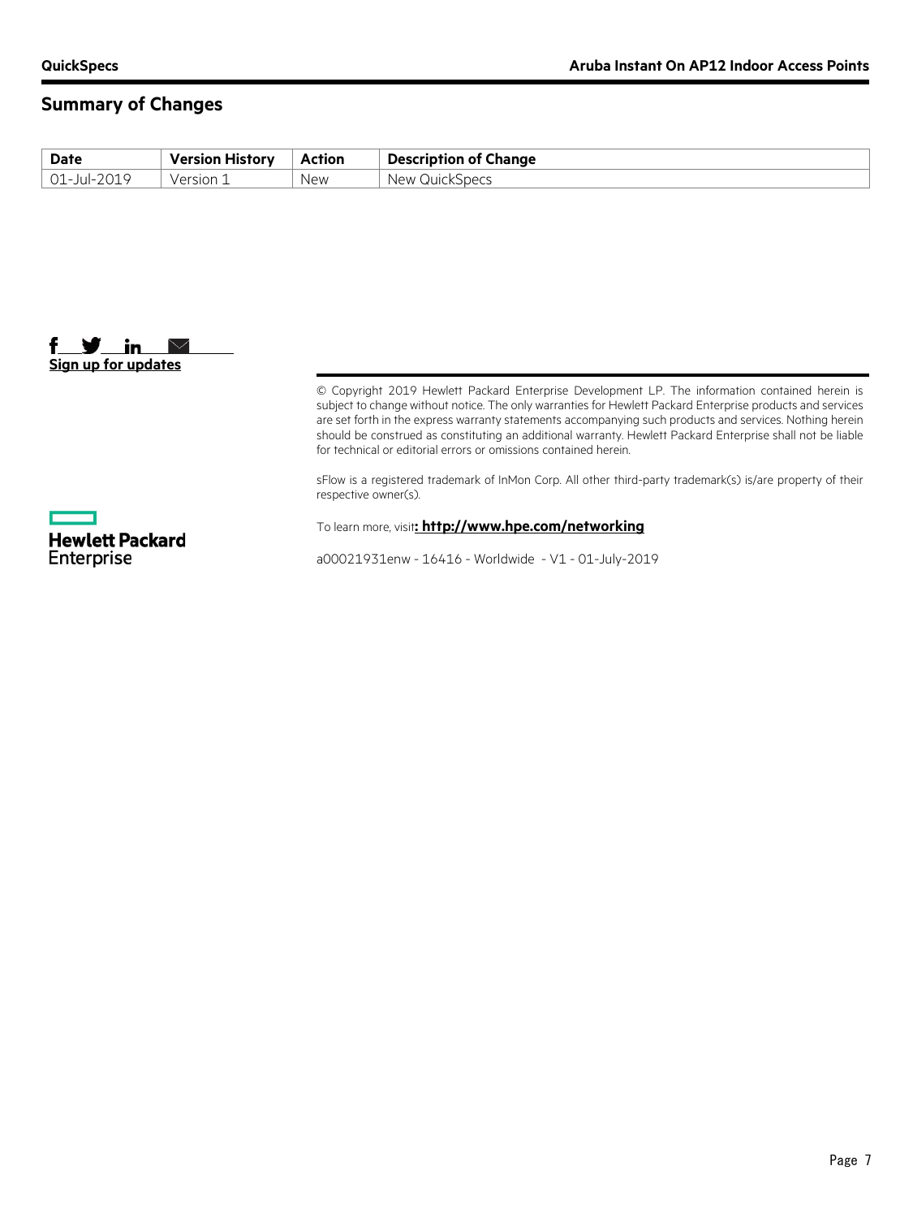## Summary of Changes

| Date | Version History | Action | Description of Change |
| --- | --- | --- | --- |
| 01-Jul-2019 | Version 1 | New | New QuickSpecs |

**Sign up for updates**

© Copyright 2019 Hewlett Packard Enterprise Development LP. The information contained herein is subject to change without notice. The only warranties for Hewlett Packard Enterprise products and services are set forth in the express warranty statements accompanying such products and services. Nothing herein should be construed as constituting an additional warranty. Hewlett Packard Enterprise shall not be liable for technical or editorial errors or omissions contained herein.

sFlow is a registered trademark of InMon Corp. All other third-party trademark(s) is/are property of their respective owner(s).

To learn more, visit**: http://www.hpe.com/networking**

a00021931enw - 16416 - Worldwide - V1 - 01-July-2019